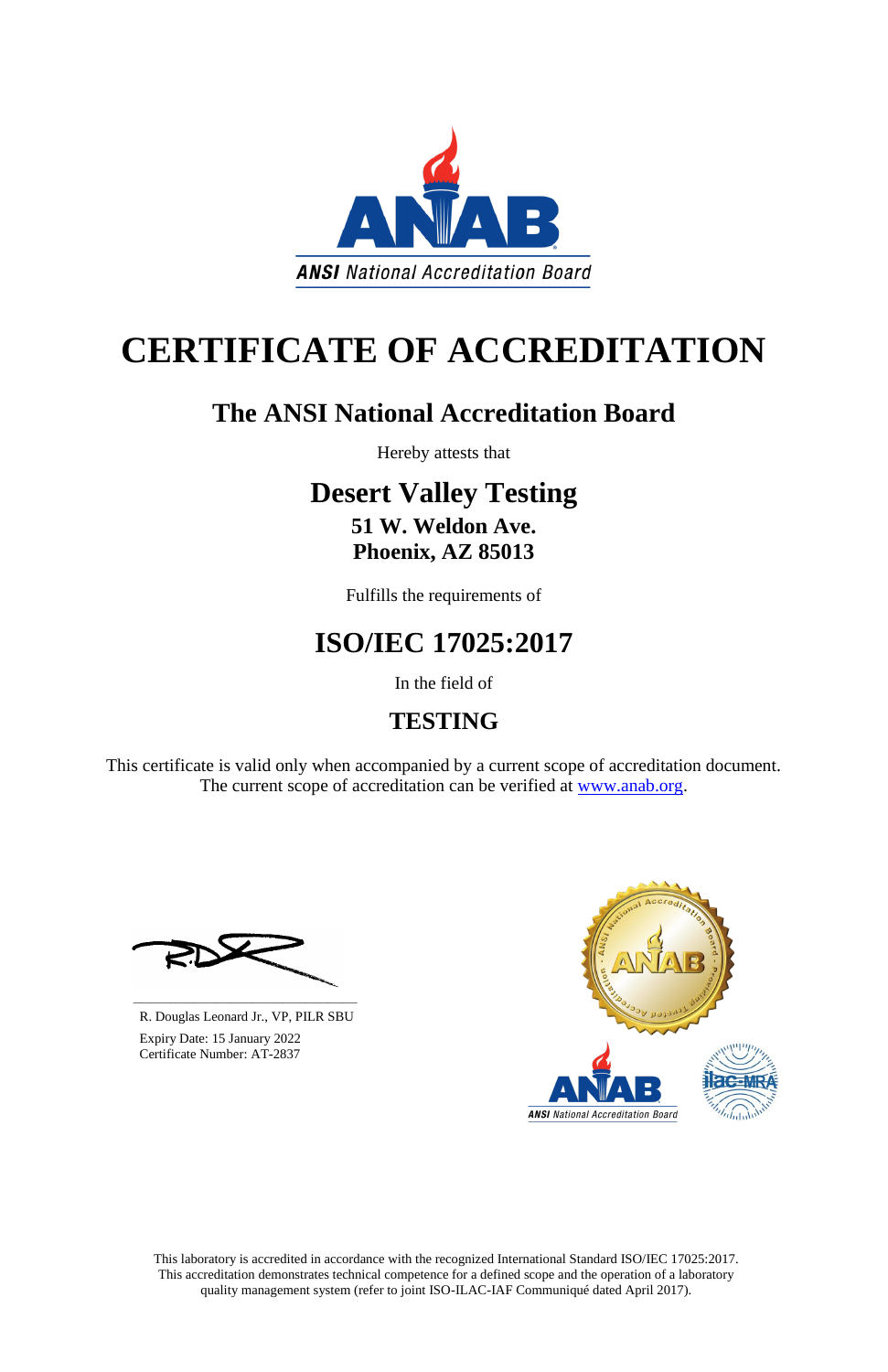ANAB

*ANSI National Accreditation Board*

# CERTIFICATE OF ACCREDITATION

## The ANSI National Accreditation Board

Hereby attests that

## Desert Valley Testing

**51 W. Weldon Ave.**
**Phoenix, AZ 85013**

Fulfills the requirements of

## ISO/IEC 17025:2017

In the field of

## TESTING

This certificate is valid only when accompanied by a current scope of accreditation document. The current scope of accreditation can be verified at www.anab.org.

R. Douglas Leonard Jr., VP, PILR SBU

Expiry Date: 15 January 2022

Certificate Number: AT-2837

This laboratory is accredited in accordance with the recognized International Standard ISO/IEC 17025:2017. This accreditation demonstrates technical competence for a defined scope and the operation of a laboratory quality management system (refer to joint ISO-ILAC-IAF Communiqué dated April 2017).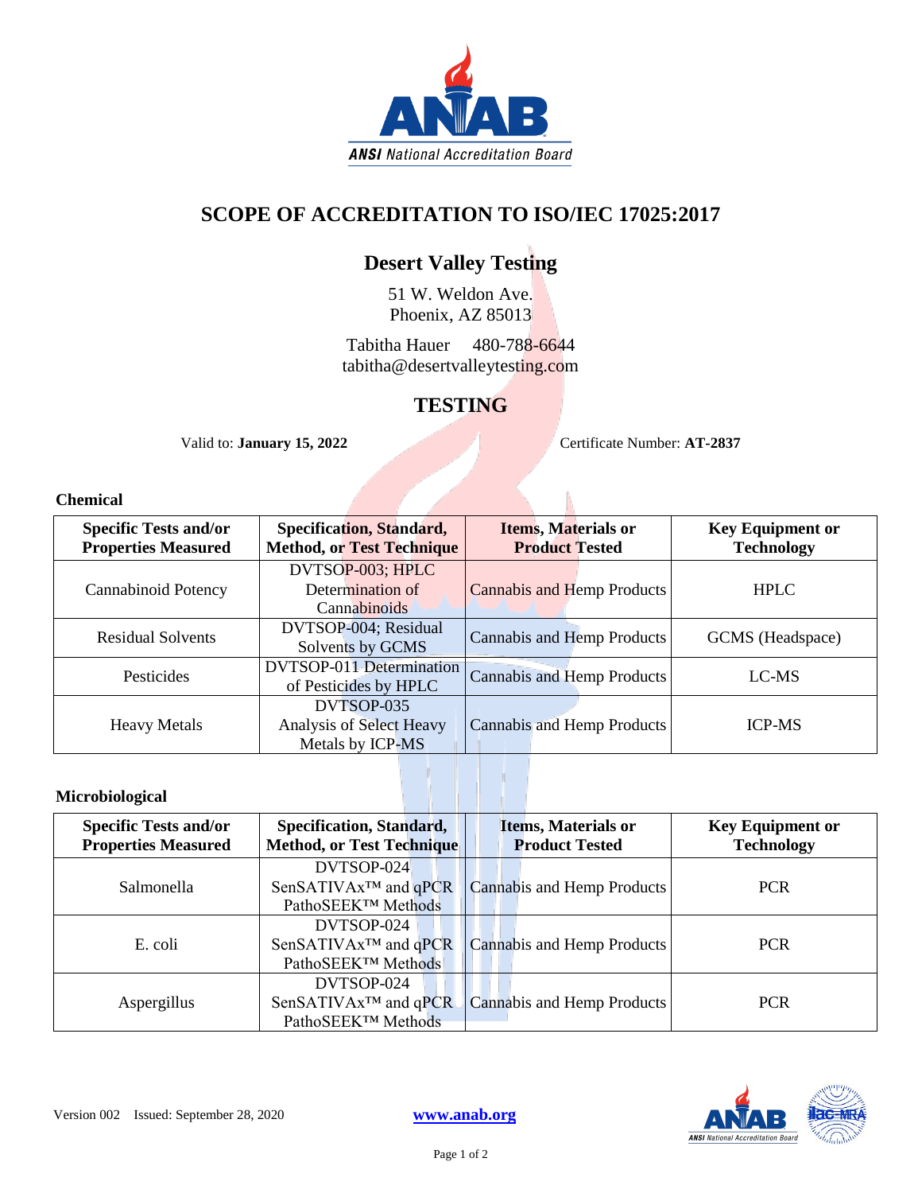# SCOPE OF ACCREDITATION TO ISO/IEC 17025:2017

## Desert Valley Testing

51 W. Weldon Ave.
Phoenix, AZ 85013

Tabitha Hauer 480-788-6644
tabitha@desertvalleytesting.com

## TESTING

Valid to: **January 15, 2022** Certificate Number: **AT-2837**

### Chemical

| Specific Tests and/or Properties Measured | Specification, Standard, Method, or Test Technique | Items, Materials or Product Tested | Key Equipment or Technology |
| --- | --- | --- | --- |
| Cannabinoid Potency | DVTSOP-003; HPLC Determination of Cannabinoids | Cannabis and Hemp Products | HPLC |
| Residual Solvents | DVTSOP-004; Residual Solvents by GCMS | Cannabis and Hemp Products | GCMS (Headspace) |
| Pesticides | DVTSOP-011 Determination of Pesticides by HPLC | Cannabis and Hemp Products | LC-MS |
| Heavy Metals | DVTSOP-035 Analysis of Select Heavy Metals by ICP-MS | Cannabis and Hemp Products | ICP-MS |

### Microbiological

| Specific Tests and/or Properties Measured | Specification, Standard, Method, or Test Technique | Items, Materials or Product Tested | Key Equipment or Technology |
| --- | --- | --- | --- |
| Salmonella | DVTSOP-024 SenSATIVAx™ and qPCR PathoSEEK™ Methods | Cannabis and Hemp Products | PCR |
| E. coli | DVTSOP-024 SenSATIVAx™ and qPCR PathoSEEK™ Methods | Cannabis and Hemp Products | PCR |
| Aspergillus | DVTSOP-024 SenSATIVAx™ and qPCR PathoSEEK™ Methods | Cannabis and Hemp Products | PCR |

Version 002 Issued: September 28, 2020 **www.anab.org**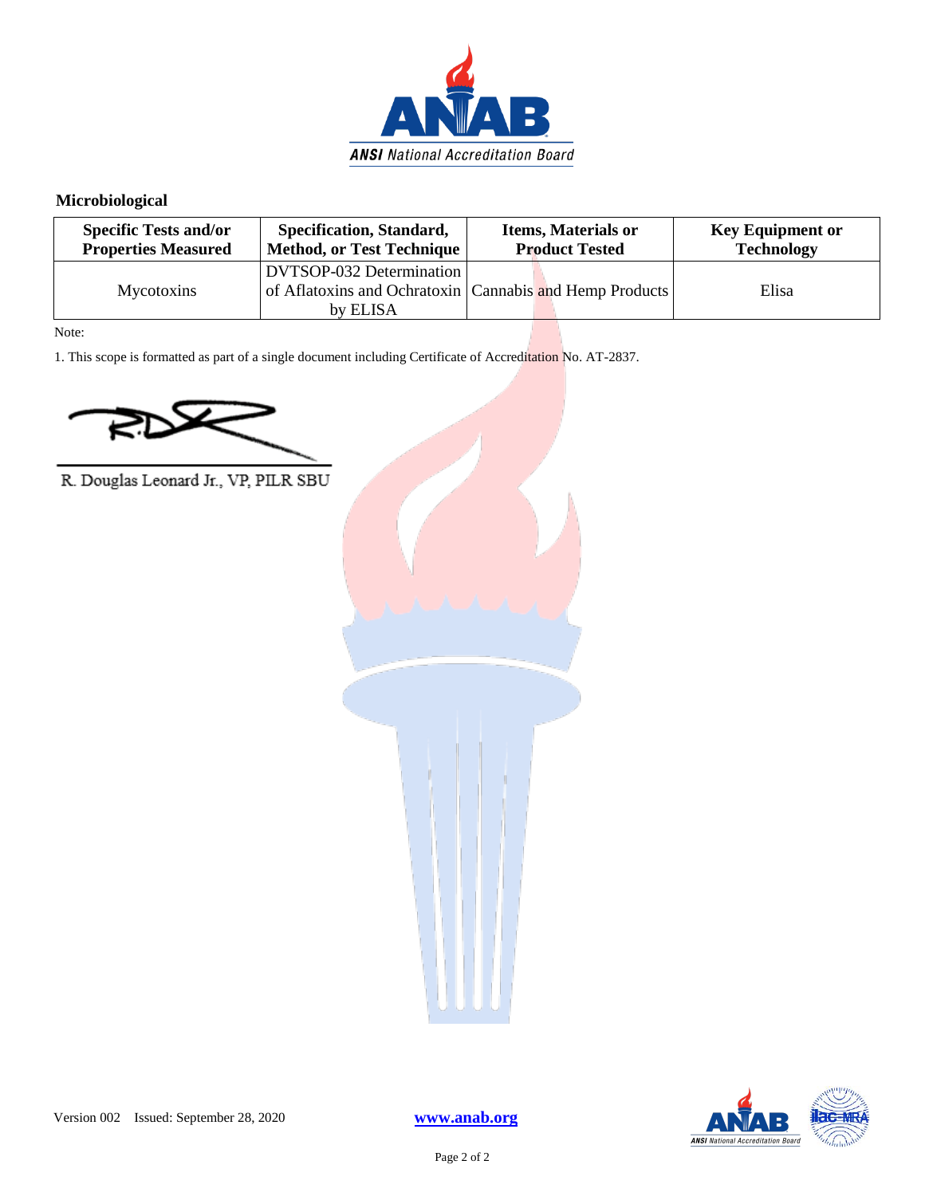## Microbiological

| Specific Tests and/or Properties Measured | Specification, Standard, Method, or Test Technique | Items, Materials or Product Tested | Key Equipment or Technology |
|---|---|---|---|
| Mycotoxins | DVTSOP-032 Determination of Aflatoxins and Ochratoxin by ELISA | Cannabis and Hemp Products | Elisa |

Note:

1. This scope is formatted as part of a single document including Certificate of Accreditation No. AT-2837.

R. Douglas Leonard Jr., VP, PILR SBU

Version 002 Issued: September 28, 2020

www.anab.org